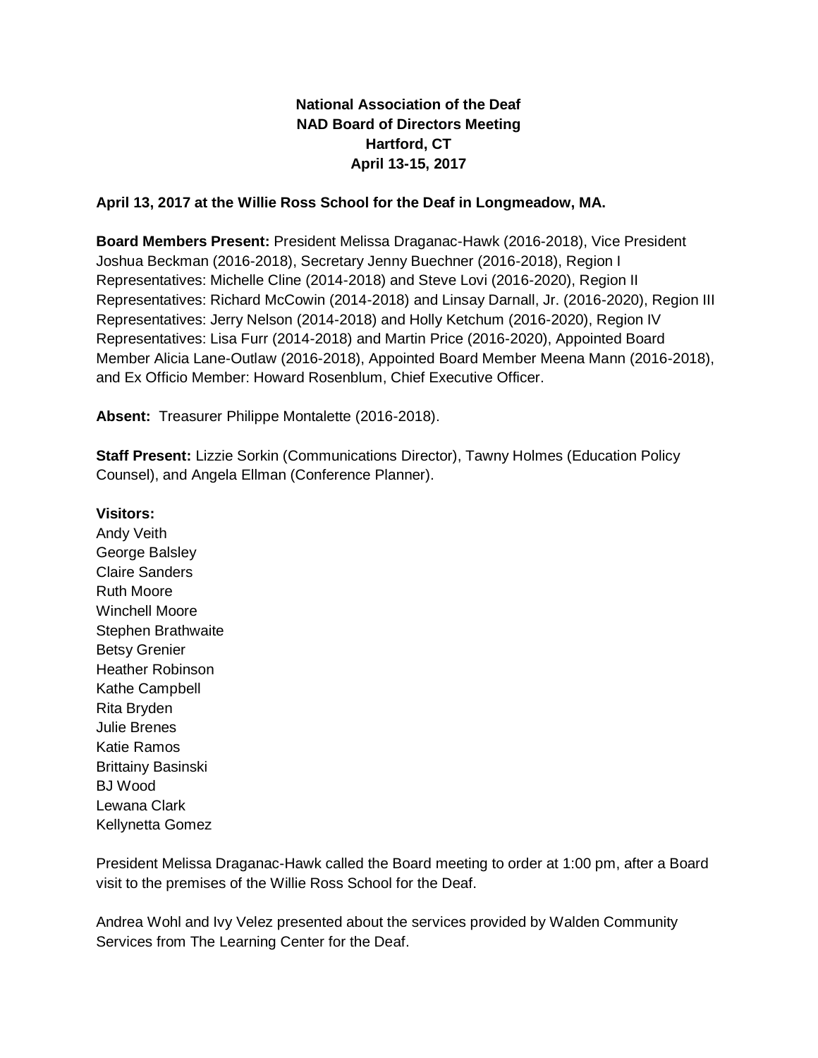**National Association of the Deaf**
**NAD Board of Directors Meeting**
**Hartford, CT**
**April 13-15, 2017**

**April 13, 2017 at the Willie Ross School for the Deaf in Longmeadow, MA.**

**Board Members Present:** President Melissa Draganac-Hawk (2016-2018), Vice President Joshua Beckman (2016-2018), Secretary Jenny Buechner (2016-2018), Region I Representatives: Michelle Cline (2014-2018) and Steve Lovi (2016-2020), Region II Representatives: Richard McCowin (2014-2018) and Linsay Darnall, Jr. (2016-2020), Region III Representatives: Jerry Nelson (2014-2018) and Holly Ketchum (2016-2020), Region IV Representatives: Lisa Furr (2014-2018) and Martin Price (2016-2020), Appointed Board Member Alicia Lane-Outlaw (2016-2018), Appointed Board Member Meena Mann (2016-2018), and Ex Officio Member: Howard Rosenblum, Chief Executive Officer.

**Absent:** Treasurer Philippe Montalette (2016-2018).

**Staff Present:** Lizzie Sorkin (Communications Director), Tawny Holmes (Education Policy Counsel), and Angela Ellman (Conference Planner).

**Visitors:**
Andy Veith
George Balsley
Claire Sanders
Ruth Moore
Winchell Moore
Stephen Brathwaite
Betsy Grenier
Heather Robinson
Kathe Campbell
Rita Bryden
Julie Brenes
Katie Ramos
Brittainy Basinski
BJ Wood
Lewana Clark
Kellynetta Gomez

President Melissa Draganac-Hawk called the Board meeting to order at 1:00 pm, after a Board visit to the premises of the Willie Ross School for the Deaf.

Andrea Wohl and Ivy Velez presented about the services provided by Walden Community Services from The Learning Center for the Deaf.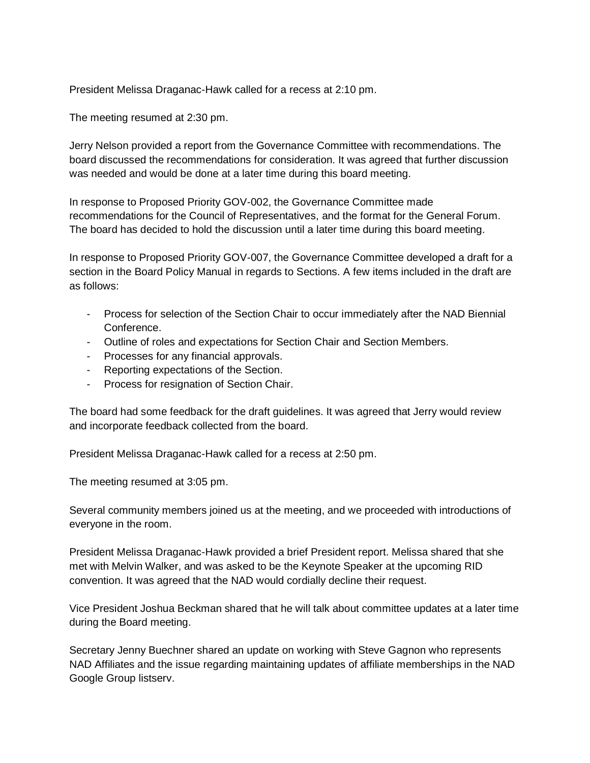President Melissa Draganac-Hawk called for a recess at 2:10 pm.

The meeting resumed at 2:30 pm.

Jerry Nelson provided a report from the Governance Committee with recommendations. The board discussed the recommendations for consideration. It was agreed that further discussion was needed and would be done at a later time during this board meeting.

In response to Proposed Priority GOV-002, the Governance Committee made recommendations for the Council of Representatives, and the format for the General Forum. The board has decided to hold the discussion until a later time during this board meeting.

In response to Proposed Priority GOV-007, the Governance Committee developed a draft for a section in the Board Policy Manual in regards to Sections. A few items included in the draft are as follows:

- Process for selection of the Section Chair to occur immediately after the NAD Biennial Conference.
- Outline of roles and expectations for Section Chair and Section Members.
- Processes for any financial approvals.
- Reporting expectations of the Section.
- Process for resignation of Section Chair.

The board had some feedback for the draft guidelines. It was agreed that Jerry would review and incorporate feedback collected from the board.

President Melissa Draganac-Hawk called for a recess at 2:50 pm.

The meeting resumed at 3:05 pm.

Several community members joined us at the meeting, and we proceeded with introductions of everyone in the room.

President Melissa Draganac-Hawk provided a brief President report. Melissa shared that she met with Melvin Walker, and was asked to be the Keynote Speaker at the upcoming RID convention. It was agreed that the NAD would cordially decline their request.

Vice President Joshua Beckman shared that he will talk about committee updates at a later time during the Board meeting.

Secretary Jenny Buechner shared an update on working with Steve Gagnon who represents NAD Affiliates and the issue regarding maintaining updates of affiliate memberships in the NAD Google Group listserv.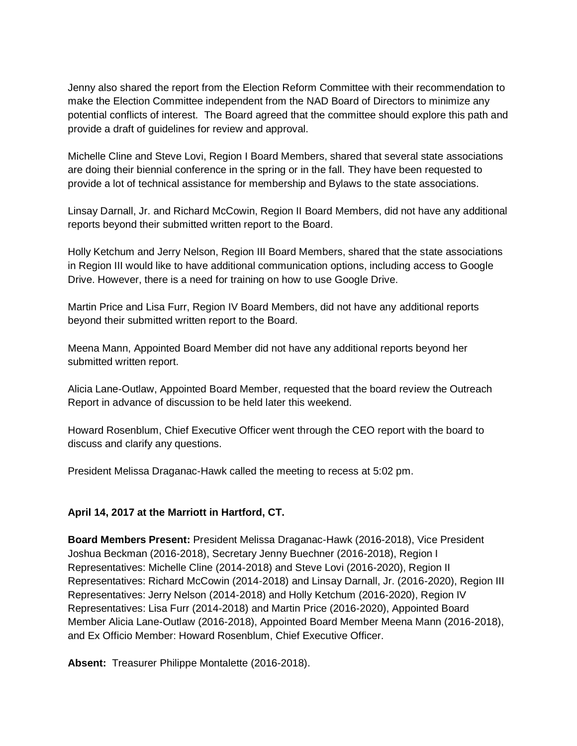Jenny also shared the report from the Election Reform Committee with their recommendation to make the Election Committee independent from the NAD Board of Directors to minimize any potential conflicts of interest. The Board agreed that the committee should explore this path and provide a draft of guidelines for review and approval.

Michelle Cline and Steve Lovi, Region I Board Members, shared that several state associations are doing their biennial conference in the spring or in the fall. They have been requested to provide a lot of technical assistance for membership and Bylaws to the state associations.

Linsay Darnall, Jr. and Richard McCowin, Region II Board Members, did not have any additional reports beyond their submitted written report to the Board.

Holly Ketchum and Jerry Nelson, Region III Board Members, shared that the state associations in Region III would like to have additional communication options, including access to Google Drive. However, there is a need for training on how to use Google Drive.

Martin Price and Lisa Furr, Region IV Board Members, did not have any additional reports beyond their submitted written report to the Board.

Meena Mann, Appointed Board Member did not have any additional reports beyond her submitted written report.

Alicia Lane-Outlaw, Appointed Board Member, requested that the board review the Outreach Report in advance of discussion to be held later this weekend.

Howard Rosenblum, Chief Executive Officer went through the CEO report with the board to discuss and clarify any questions.

President Melissa Draganac-Hawk called the meeting to recess at 5:02 pm.

**April 14, 2017 at the Marriott in Hartford, CT.**

**Board Members Present:** President Melissa Draganac-Hawk (2016-2018), Vice President Joshua Beckman (2016-2018), Secretary Jenny Buechner (2016-2018), Region I Representatives: Michelle Cline (2014-2018) and Steve Lovi (2016-2020), Region II Representatives: Richard McCowin (2014-2018) and Linsay Darnall, Jr. (2016-2020), Region III Representatives: Jerry Nelson (2014-2018) and Holly Ketchum (2016-2020), Region IV Representatives: Lisa Furr (2014-2018) and Martin Price (2016-2020), Appointed Board Member Alicia Lane-Outlaw (2016-2018), Appointed Board Member Meena Mann (2016-2018), and Ex Officio Member: Howard Rosenblum, Chief Executive Officer.

**Absent:** Treasurer Philippe Montalette (2016-2018).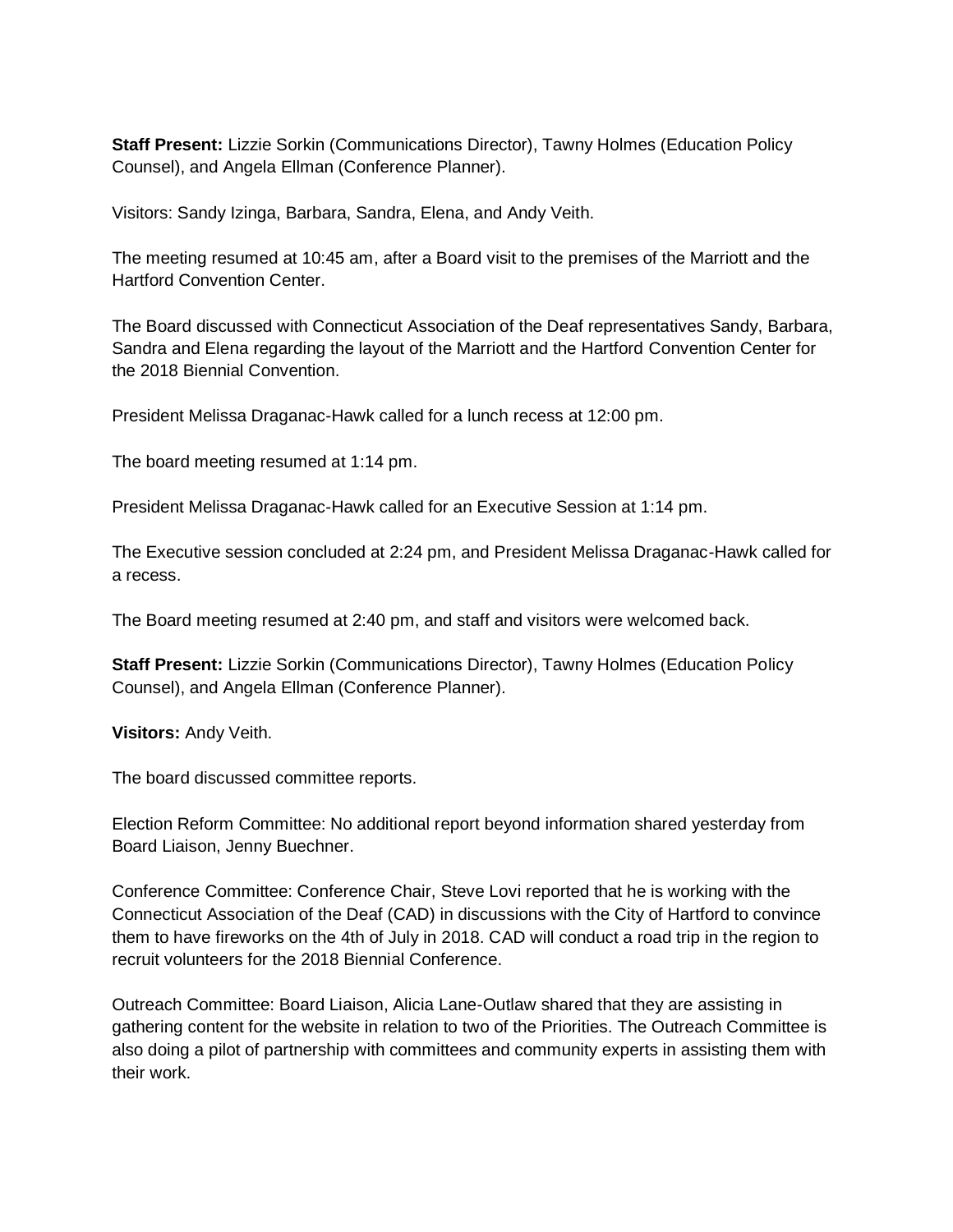**Staff Present:** Lizzie Sorkin (Communications Director), Tawny Holmes (Education Policy Counsel), and Angela Ellman (Conference Planner).

Visitors: Sandy Izinga, Barbara, Sandra, Elena, and Andy Veith.

The meeting resumed at 10:45 am, after a Board visit to the premises of the Marriott and the Hartford Convention Center.

The Board discussed with Connecticut Association of the Deaf representatives Sandy, Barbara, Sandra and Elena regarding the layout of the Marriott and the Hartford Convention Center for the 2018 Biennial Convention.

President Melissa Draganac-Hawk called for a lunch recess at 12:00 pm.

The board meeting resumed at 1:14 pm.

President Melissa Draganac-Hawk called for an Executive Session at 1:14 pm.

The Executive session concluded at 2:24 pm, and President Melissa Draganac-Hawk called for a recess.

The Board meeting resumed at 2:40 pm, and staff and visitors were welcomed back.

**Staff Present:** Lizzie Sorkin (Communications Director), Tawny Holmes (Education Policy Counsel), and Angela Ellman (Conference Planner).

**Visitors:** Andy Veith.

The board discussed committee reports.

Election Reform Committee: No additional report beyond information shared yesterday from Board Liaison, Jenny Buechner.

Conference Committee: Conference Chair, Steve Lovi reported that he is working with the Connecticut Association of the Deaf (CAD) in discussions with the City of Hartford to convince them to have fireworks on the 4th of July in 2018. CAD will conduct a road trip in the region to recruit volunteers for the 2018 Biennial Conference.

Outreach Committee: Board Liaison, Alicia Lane-Outlaw shared that they are assisting in gathering content for the website in relation to two of the Priorities. The Outreach Committee is also doing a pilot of partnership with committees and community experts in assisting them with their work.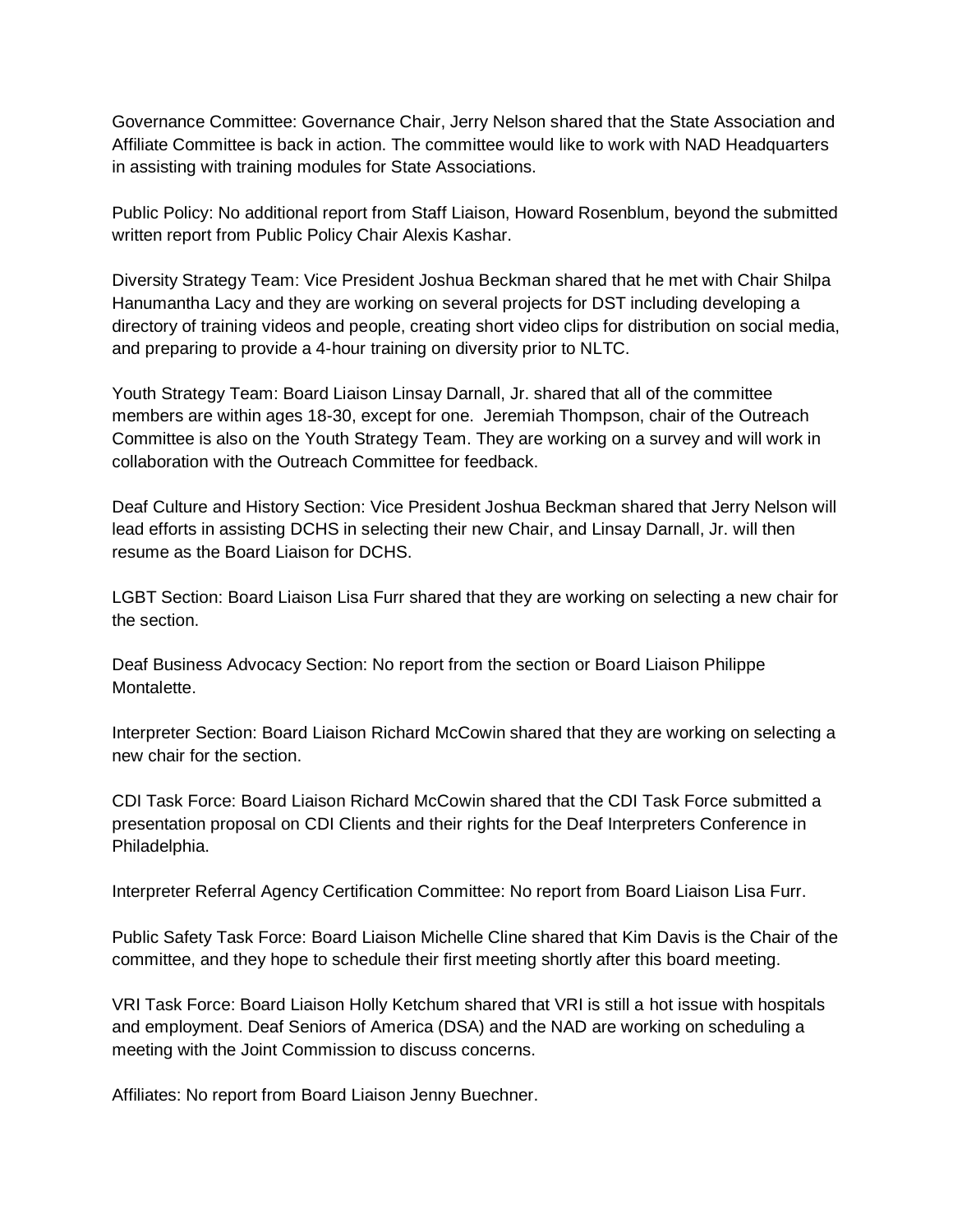Governance Committee: Governance Chair, Jerry Nelson shared that the State Association and Affiliate Committee is back in action. The committee would like to work with NAD Headquarters in assisting with training modules for State Associations.

Public Policy: No additional report from Staff Liaison, Howard Rosenblum, beyond the submitted written report from Public Policy Chair Alexis Kashar.

Diversity Strategy Team: Vice President Joshua Beckman shared that he met with Chair Shilpa Hanumantha Lacy and they are working on several projects for DST including developing a directory of training videos and people, creating short video clips for distribution on social media, and preparing to provide a 4-hour training on diversity prior to NLTC.

Youth Strategy Team: Board Liaison Linsay Darnall, Jr. shared that all of the committee members are within ages 18-30, except for one. Jeremiah Thompson, chair of the Outreach Committee is also on the Youth Strategy Team. They are working on a survey and will work in collaboration with the Outreach Committee for feedback.

Deaf Culture and History Section: Vice President Joshua Beckman shared that Jerry Nelson will lead efforts in assisting DCHS in selecting their new Chair, and Linsay Darnall, Jr. will then resume as the Board Liaison for DCHS.

LGBT Section: Board Liaison Lisa Furr shared that they are working on selecting a new chair for the section.

Deaf Business Advocacy Section: No report from the section or Board Liaison Philippe Montalette.

Interpreter Section: Board Liaison Richard McCowin shared that they are working on selecting a new chair for the section.

CDI Task Force: Board Liaison Richard McCowin shared that the CDI Task Force submitted a presentation proposal on CDI Clients and their rights for the Deaf Interpreters Conference in Philadelphia.

Interpreter Referral Agency Certification Committee: No report from Board Liaison Lisa Furr.

Public Safety Task Force: Board Liaison Michelle Cline shared that Kim Davis is the Chair of the committee, and they hope to schedule their first meeting shortly after this board meeting.

VRI Task Force: Board Liaison Holly Ketchum shared that VRI is still a hot issue with hospitals and employment. Deaf Seniors of America (DSA) and the NAD are working on scheduling a meeting with the Joint Commission to discuss concerns.

Affiliates: No report from Board Liaison Jenny Buechner.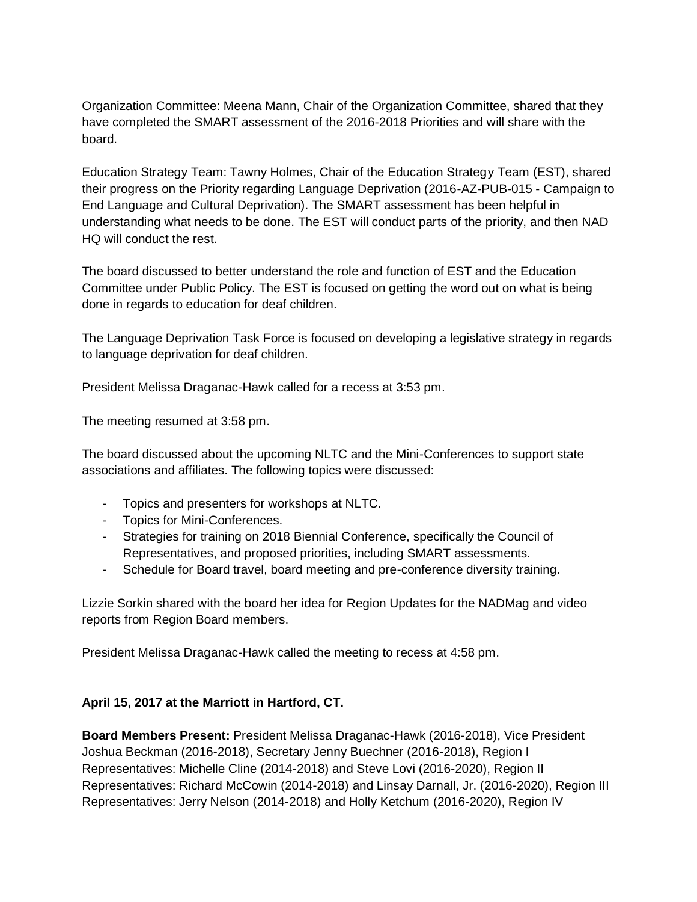Organization Committee: Meena Mann, Chair of the Organization Committee, shared that they have completed the SMART assessment of the 2016-2018 Priorities and will share with the board.

Education Strategy Team: Tawny Holmes, Chair of the Education Strategy Team (EST), shared their progress on the Priority regarding Language Deprivation (2016-AZ-PUB-015 - Campaign to End Language and Cultural Deprivation). The SMART assessment has been helpful in understanding what needs to be done. The EST will conduct parts of the priority, and then NAD HQ will conduct the rest.

The board discussed to better understand the role and function of EST and the Education Committee under Public Policy. The EST is focused on getting the word out on what is being done in regards to education for deaf children.

The Language Deprivation Task Force is focused on developing a legislative strategy in regards to language deprivation for deaf children.

President Melissa Draganac-Hawk called for a recess at 3:53 pm.

The meeting resumed at 3:58 pm.

The board discussed about the upcoming NLTC and the Mini-Conferences to support state associations and affiliates. The following topics were discussed:

- Topics and presenters for workshops at NLTC.
- Topics for Mini-Conferences.
- Strategies for training on 2018 Biennial Conference, specifically the Council of Representatives, and proposed priorities, including SMART assessments.
- Schedule for Board travel, board meeting and pre-conference diversity training.

Lizzie Sorkin shared with the board her idea for Region Updates for the NADMag and video reports from Region Board members.

President Melissa Draganac-Hawk called the meeting to recess at 4:58 pm.

**April 15, 2017 at the Marriott in Hartford, CT.**

**Board Members Present:** President Melissa Draganac-Hawk (2016-2018), Vice President Joshua Beckman (2016-2018), Secretary Jenny Buechner (2016-2018), Region I Representatives: Michelle Cline (2014-2018) and Steve Lovi (2016-2020), Region II Representatives: Richard McCowin (2014-2018) and Linsay Darnall, Jr. (2016-2020), Region III Representatives: Jerry Nelson (2014-2018) and Holly Ketchum (2016-2020), Region IV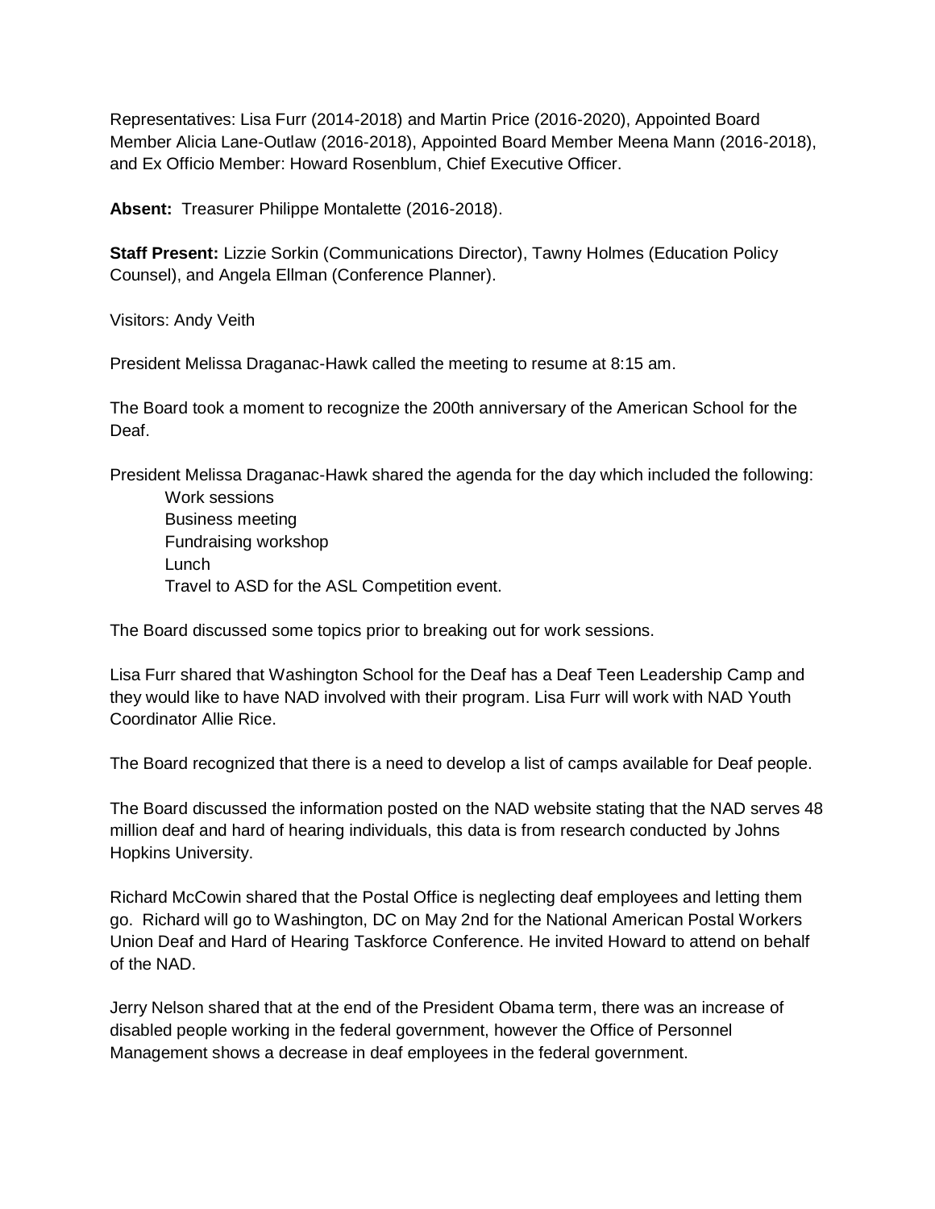Representatives: Lisa Furr (2014-2018) and Martin Price (2016-2020), Appointed Board Member Alicia Lane-Outlaw (2016-2018), Appointed Board Member Meena Mann (2016-2018), and Ex Officio Member: Howard Rosenblum, Chief Executive Officer.

**Absent:** Treasurer Philippe Montalette (2016-2018).

**Staff Present:** Lizzie Sorkin (Communications Director), Tawny Holmes (Education Policy Counsel), and Angela Ellman (Conference Planner).

Visitors: Andy Veith

President Melissa Draganac-Hawk called the meeting to resume at 8:15 am.

The Board took a moment to recognize the 200th anniversary of the American School for the Deaf.

President Melissa Draganac-Hawk shared the agenda for the day which included the following:

- Work sessions
- Business meeting
- Fundraising workshop
- Lunch
- Travel to ASD for the ASL Competition event.

The Board discussed some topics prior to breaking out for work sessions.

Lisa Furr shared that Washington School for the Deaf has a Deaf Teen Leadership Camp and they would like to have NAD involved with their program. Lisa Furr will work with NAD Youth Coordinator Allie Rice.

The Board recognized that there is a need to develop a list of camps available for Deaf people.

The Board discussed the information posted on the NAD website stating that the NAD serves 48 million deaf and hard of hearing individuals, this data is from research conducted by Johns Hopkins University.

Richard McCowin shared that the Postal Office is neglecting deaf employees and letting them go. Richard will go to Washington, DC on May 2nd for the National American Postal Workers Union Deaf and Hard of Hearing Taskforce Conference. He invited Howard to attend on behalf of the NAD.

Jerry Nelson shared that at the end of the President Obama term, there was an increase of disabled people working in the federal government, however the Office of Personnel Management shows a decrease in deaf employees in the federal government.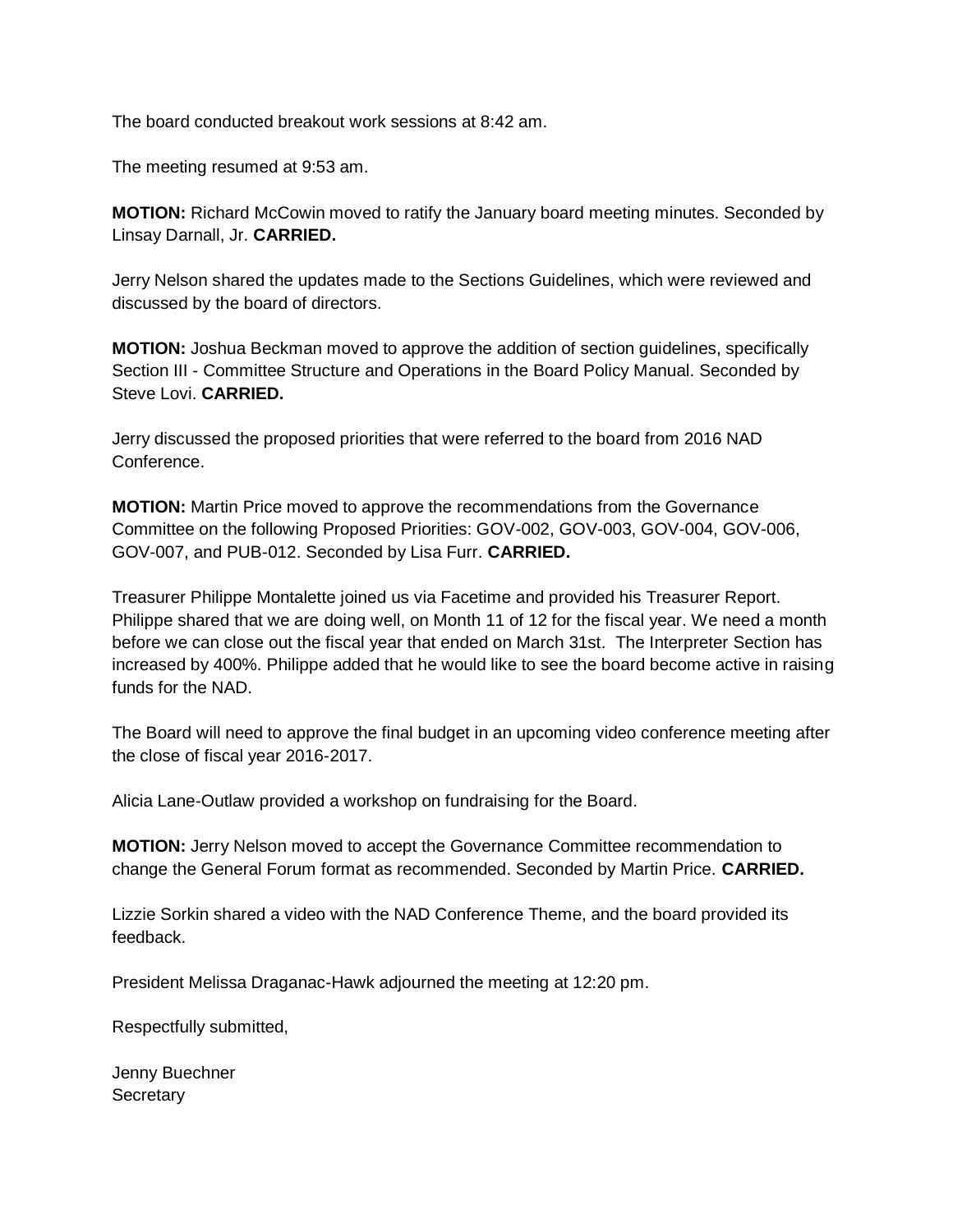The board conducted breakout work sessions at 8:42 am.

The meeting resumed at 9:53 am.

**MOTION:** Richard McCowin moved to ratify the January board meeting minutes. Seconded by Linsay Darnall, Jr. **CARRIED.**

Jerry Nelson shared the updates made to the Sections Guidelines, which were reviewed and discussed by the board of directors.

**MOTION:** Joshua Beckman moved to approve the addition of section guidelines, specifically Section III - Committee Structure and Operations in the Board Policy Manual. Seconded by Steve Lovi. **CARRIED.**

Jerry discussed the proposed priorities that were referred to the board from 2016 NAD Conference.

**MOTION:** Martin Price moved to approve the recommendations from the Governance Committee on the following Proposed Priorities: GOV-002, GOV-003, GOV-004, GOV-006, GOV-007, and PUB-012. Seconded by Lisa Furr. **CARRIED.**

Treasurer Philippe Montalette joined us via Facetime and provided his Treasurer Report. Philippe shared that we are doing well, on Month 11 of 12 for the fiscal year. We need a month before we can close out the fiscal year that ended on March 31st. The Interpreter Section has increased by 400%. Philippe added that he would like to see the board become active in raising funds for the NAD.

The Board will need to approve the final budget in an upcoming video conference meeting after the close of fiscal year 2016-2017.

Alicia Lane-Outlaw provided a workshop on fundraising for the Board.

**MOTION:** Jerry Nelson moved to accept the Governance Committee recommendation to change the General Forum format as recommended. Seconded by Martin Price. **CARRIED.**

Lizzie Sorkin shared a video with the NAD Conference Theme, and the board provided its feedback.

President Melissa Draganac-Hawk adjourned the meeting at 12:20 pm.

Respectfully submitted,

Jenny Buechner
Secretary